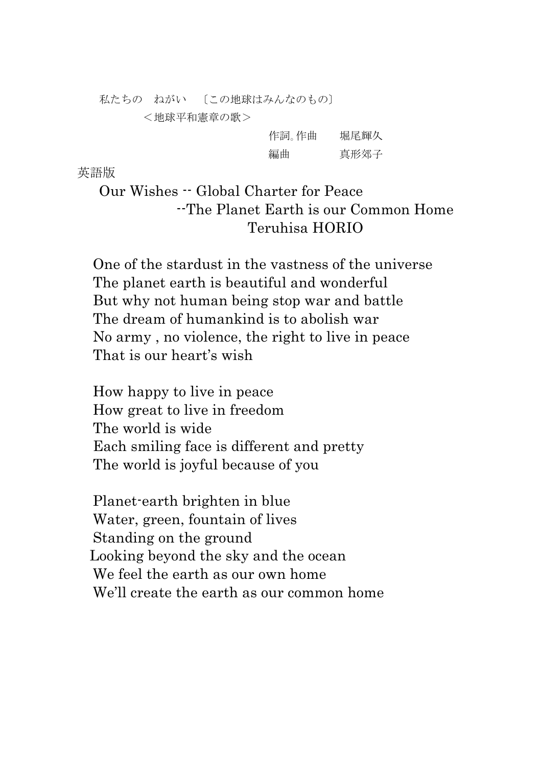私たちの　ねがい　〔この地球はみんなのもの〕

＜地球平和憲章の歌＞

作詞。作曲　　堀尾輝久

編曲　　　　　真形郊子

英語版

## Our Wishes -- Global Charter for Peace

### --The Planet Earth is our Common Home

Teruhisa HORIO

One of the stardust in the vastness of the universe  
The planet earth is beautiful and wonderful  
But why not human being stop war and battle  
The dream of humankind is to abolish war  
No army , no violence, the right to live in peace  
That is our heart's wish

How happy to live in peace  
How great to live in freedom  
The world is wide  
Each smiling face is different and pretty  
The world is joyful because of you

Planet-earth brighten in blue  
Water, green, fountain of lives  
Standing on the ground  
Looking beyond the sky and the ocean  
We feel the earth as our own home  
We'll create the earth as our common home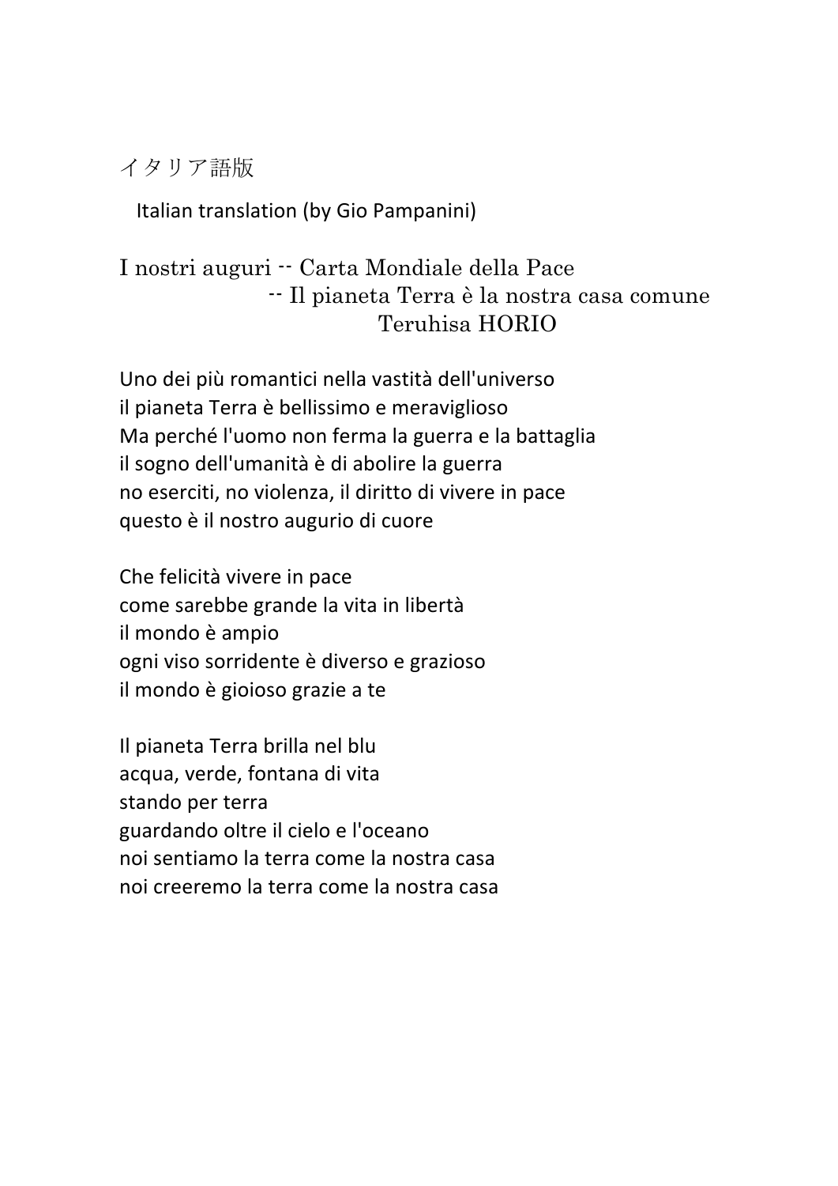イタリア語版

Italian translation (by Gio Pampanini)

# I nostri auguri -- Carta Mondiale della Pace
## -- Il pianeta Terra è la nostra casa comune

Teruhisa HORIO

Uno dei più romantici nella vastità dell'universo
il pianeta Terra è bellissimo e meraviglioso
Ma perché l'uomo non ferma la guerra e la battaglia
il sogno dell'umanità è di abolire la guerra
no eserciti, no violenza, il diritto di vivere in pace
questo è il nostro augurio di cuore

Che felicità vivere in pace
come sarebbe grande la vita in libertà
il mondo è ampio
ogni viso sorridente è diverso e grazioso
il mondo è gioioso grazie a te

Il pianeta Terra brilla nel blu
acqua, verde, fontana di vita
stando per terra
guardando oltre il cielo e l'oceano
noi sentiamo la terra come la nostra casa
noi creeremo la terra come la nostra casa